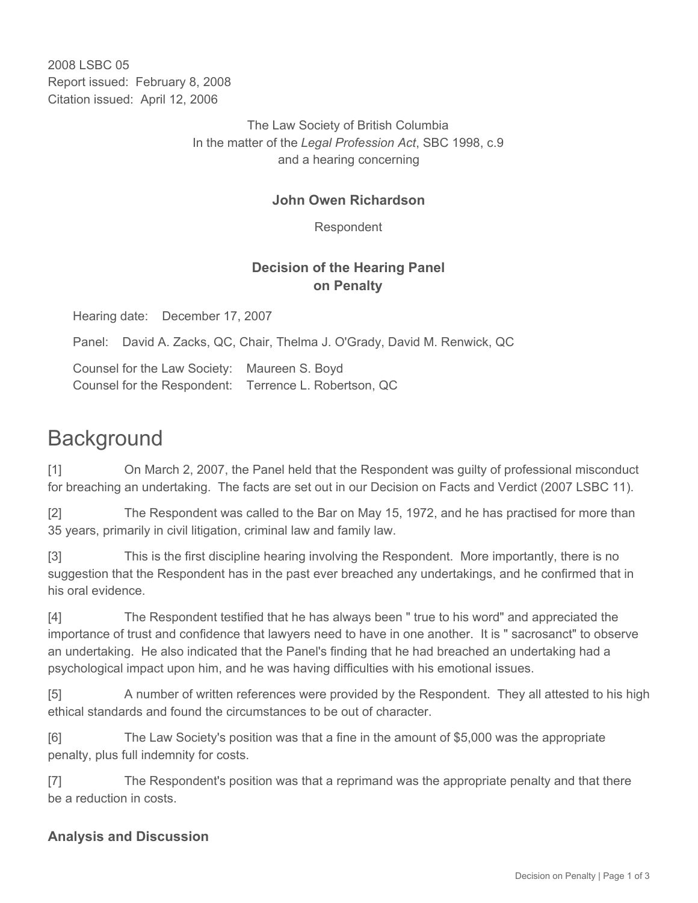2008 LSBC 05
Report issued: February 8, 2008
Citation issued: April 12, 2006

The Law Society of British Columbia
In the matter of the *Legal Profession Act*, SBC 1998, c.9
and a hearing concerning

**John Owen Richardson**

Respondent

**Decision of the Hearing Panel on Penalty**

Hearing date: December 17, 2007

Panel: David A. Zacks, QC, Chair, Thelma J. O'Grady, David M. Renwick, QC

Counsel for the Law Society: Maureen S. Boyd
Counsel for the Respondent: Terrence L. Robertson, QC

# Background

[1] On March 2, 2007, the Panel held that the Respondent was guilty of professional misconduct for breaching an undertaking. The facts are set out in our Decision on Facts and Verdict (2007 LSBC 11).

[2] The Respondent was called to the Bar on May 15, 1972, and he has practised for more than 35 years, primarily in civil litigation, criminal law and family law.

[3] This is the first discipline hearing involving the Respondent. More importantly, there is no suggestion that the Respondent has in the past ever breached any undertakings, and he confirmed that in his oral evidence.

[4] The Respondent testified that he has always been " true to his word" and appreciated the importance of trust and confidence that lawyers need to have in one another. It is " sacrosanct" to observe an undertaking. He also indicated that the Panel's finding that he had breached an undertaking had a psychological impact upon him, and he was having difficulties with his emotional issues.

[5] A number of written references were provided by the Respondent. They all attested to his high ethical standards and found the circumstances to be out of character.

[6] The Law Society's position was that a fine in the amount of $5,000 was the appropriate penalty, plus full indemnity for costs.

[7] The Respondent's position was that a reprimand was the appropriate penalty and that there be a reduction in costs.

### Analysis and Discussion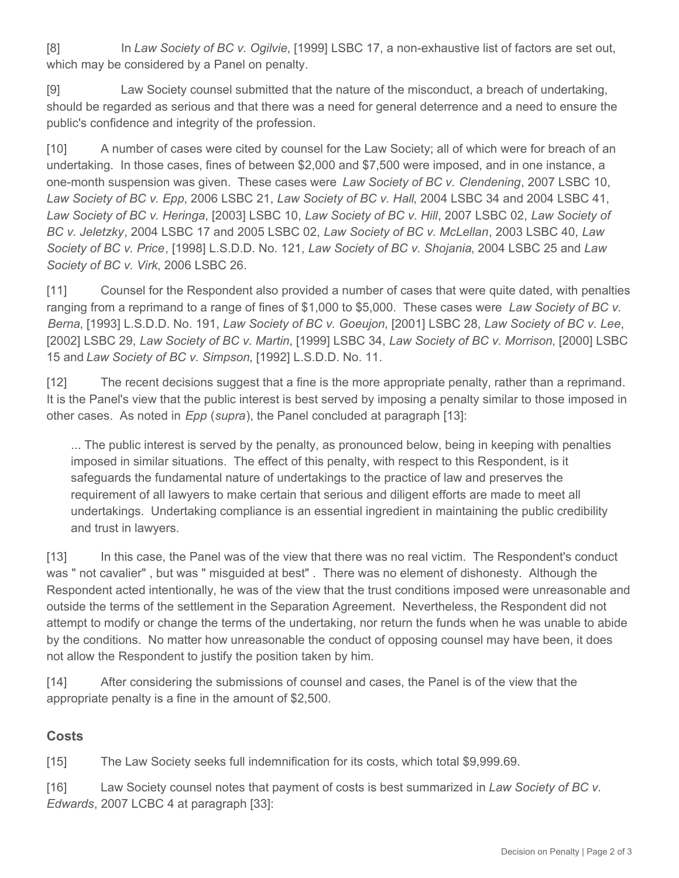[8] In *Law Society of BC v. Ogilvie*, [1999] LSBC 17, a non-exhaustive list of factors are set out, which may be considered by a Panel on penalty.

[9] Law Society counsel submitted that the nature of the misconduct, a breach of undertaking, should be regarded as serious and that there was a need for general deterrence and a need to ensure the public's confidence and integrity of the profession.

[10] A number of cases were cited by counsel for the Law Society; all of which were for breach of an undertaking. In those cases, fines of between $2,000 and $7,500 were imposed, and in one instance, a one-month suspension was given. These cases were *Law Society of BC v. Clendening*, 2007 LSBC 10, *Law Society of BC v. Epp*, 2006 LSBC 21, *Law Society of BC v. Hall*, 2004 LSBC 34 and 2004 LSBC 41, *Law Society of BC v. Heringa*, [2003] LSBC 10, *Law Society of BC v. Hill*, 2007 LSBC 02, *Law Society of BC v. Jeletzky*, 2004 LSBC 17 and 2005 LSBC 02, *Law Society of BC v. McLellan*, 2003 LSBC 40, *Law Society of BC v. Price*, [1998] L.S.D.D. No. 121, *Law Society of BC v. Shojania*, 2004 LSBC 25 and *Law Society of BC v. Virk*, 2006 LSBC 26.

[11] Counsel for the Respondent also provided a number of cases that were quite dated, with penalties ranging from a reprimand to a range of fines of $1,000 to $5,000. These cases were *Law Society of BC v. Berna*, [1993] L.S.D.D. No. 191, *Law Society of BC v. Goeujon*, [2001] LSBC 28, *Law Society of BC v. Lee*, [2002] LSBC 29, *Law Society of BC v. Martin*, [1999] LSBC 34, *Law Society of BC v. Morrison*, [2000] LSBC 15 and *Law Society of BC v. Simpson*, [1992] L.S.D.D. No. 11.

[12] The recent decisions suggest that a fine is the more appropriate penalty, rather than a reprimand. It is the Panel's view that the public interest is best served by imposing a penalty similar to those imposed in other cases. As noted in *Epp* (*supra*), the Panel concluded at paragraph [13]:

> ... The public interest is served by the penalty, as pronounced below, being in keeping with penalties imposed in similar situations. The effect of this penalty, with respect to this Respondent, is it safeguards the fundamental nature of undertakings to the practice of law and preserves the requirement of all lawyers to make certain that serious and diligent efforts are made to meet all undertakings. Undertaking compliance is an essential ingredient in maintaining the public credibility and trust in lawyers.

[13] In this case, the Panel was of the view that there was no real victim. The Respondent's conduct was " not cavalier" , but was " misguided at best" . There was no element of dishonesty. Although the Respondent acted intentionally, he was of the view that the trust conditions imposed were unreasonable and outside the terms of the settlement in the Separation Agreement. Nevertheless, the Respondent did not attempt to modify or change the terms of the undertaking, nor return the funds when he was unable to abide by the conditions. No matter how unreasonable the conduct of opposing counsel may have been, it does not allow the Respondent to justify the position taken by him.

[14] After considering the submissions of counsel and cases, the Panel is of the view that the appropriate penalty is a fine in the amount of $2,500.

## Costs

[15] The Law Society seeks full indemnification for its costs, which total $9,999.69.

[16] Law Society counsel notes that payment of costs is best summarized in *Law Society of BC v. Edwards*, 2007 LCBC 4 at paragraph [33]: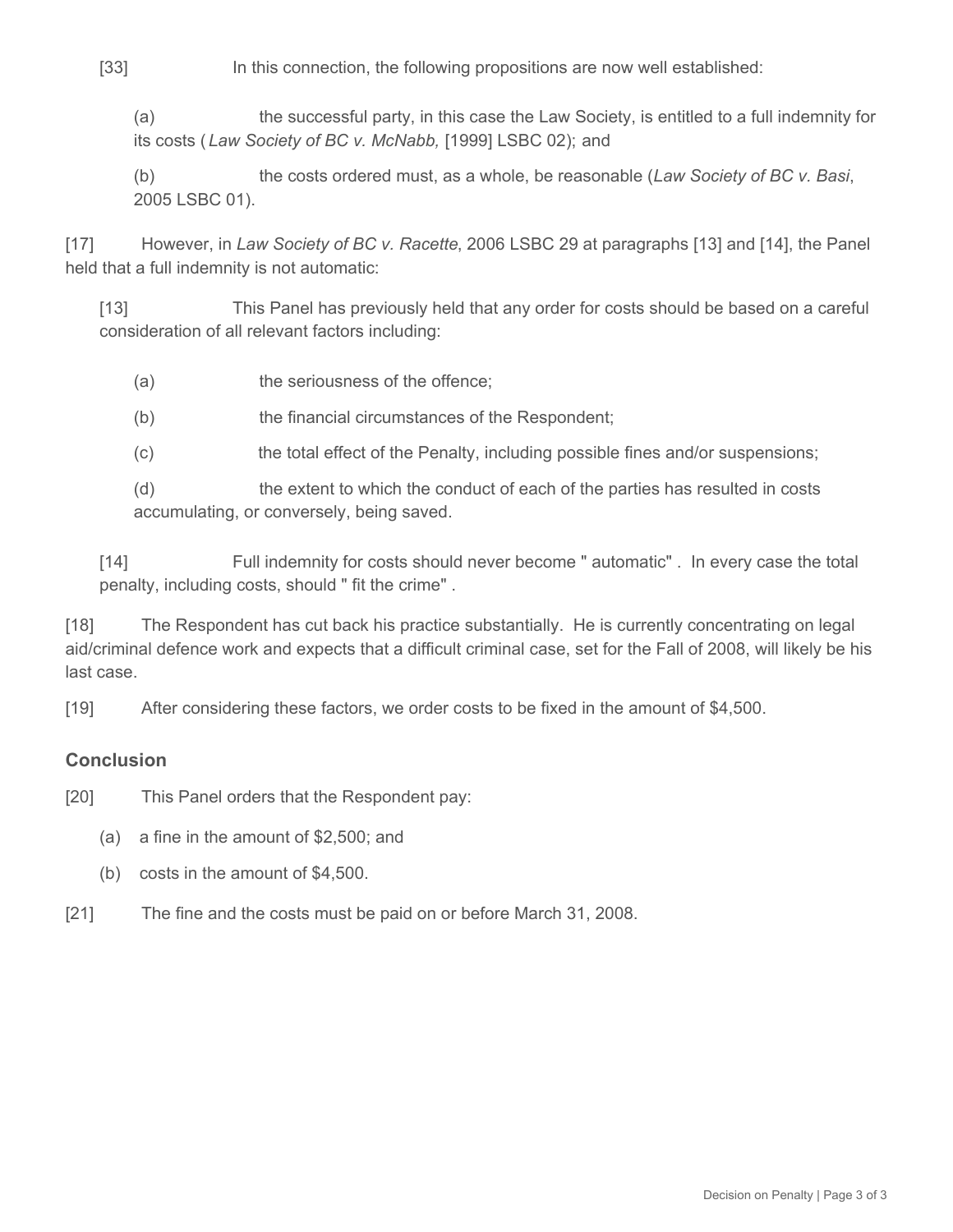[33] In this connection, the following propositions are now well established:

(a) the successful party, in this case the Law Society, is entitled to a full indemnity for its costs (*Law Society of BC v. McNabb,* [1999] LSBC 02); and

(b) the costs ordered must, as a whole, be reasonable (*Law Society of BC v. Basi*, 2005 LSBC 01).

[17] However, in *Law Society of BC v. Racette*, 2006 LSBC 29 at paragraphs [13] and [14], the Panel held that a full indemnity is not automatic:

[13] This Panel has previously held that any order for costs should be based on a careful consideration of all relevant factors including:

(a) the seriousness of the offence;

(b) the financial circumstances of the Respondent;

(c) the total effect of the Penalty, including possible fines and/or suspensions;

(d) the extent to which the conduct of each of the parties has resulted in costs accumulating, or conversely, being saved.

[14] Full indemnity for costs should never become " automatic" . In every case the total penalty, including costs, should " fit the crime" .

[18] The Respondent has cut back his practice substantially. He is currently concentrating on legal aid/criminal defence work and expects that a difficult criminal case, set for the Fall of 2008, will likely be his last case.

[19] After considering these factors, we order costs to be fixed in the amount of $4,500.

## Conclusion

[20] This Panel orders that the Respondent pay:

(a) a fine in the amount of $2,500; and

(b) costs in the amount of $4,500.

[21] The fine and the costs must be paid on or before March 31, 2008.